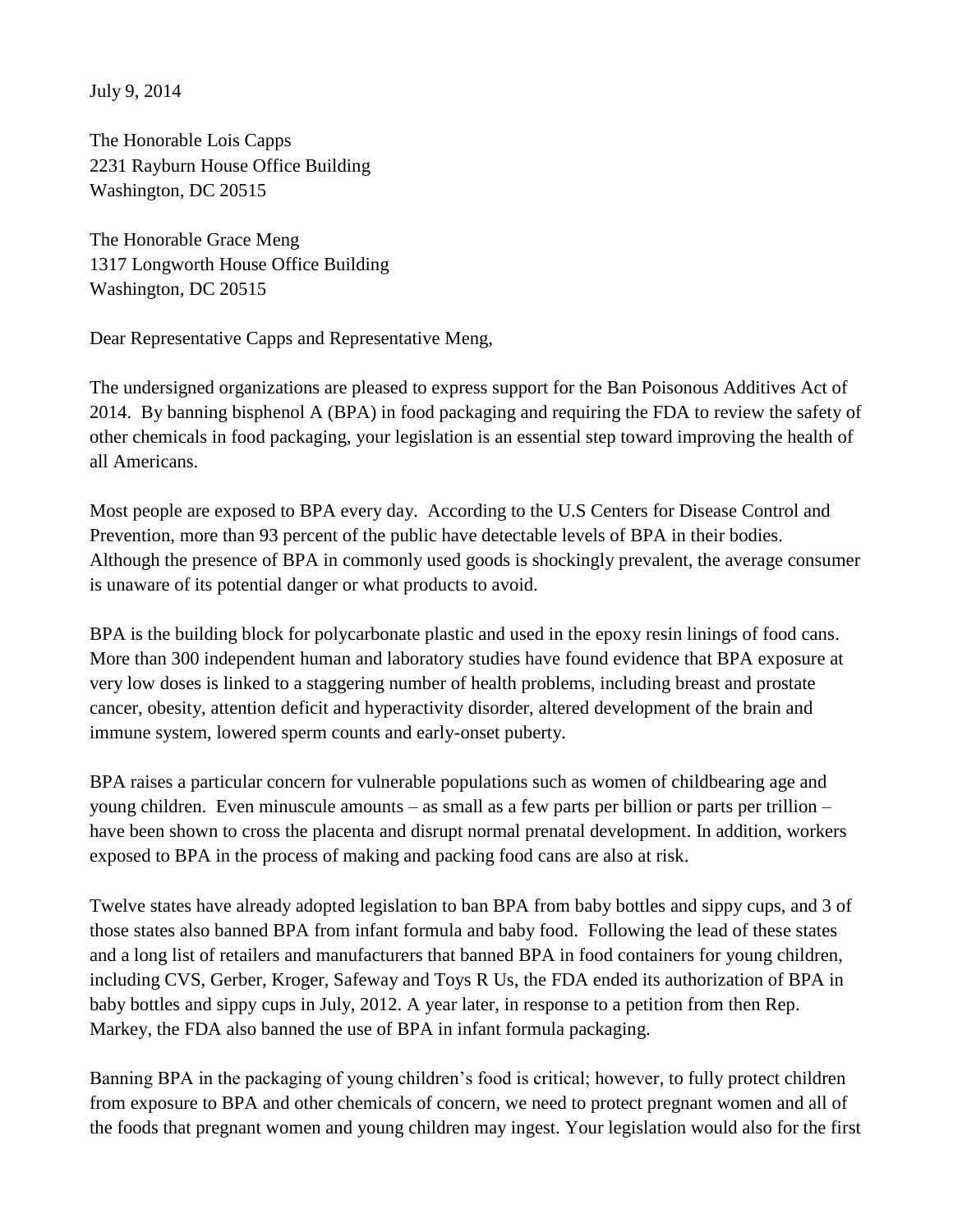July 9, 2014

The Honorable Lois Capps
2231 Rayburn House Office Building
Washington, DC 20515

The Honorable Grace Meng
1317 Longworth House Office Building
Washington, DC 20515

Dear Representative Capps and Representative Meng,

The undersigned organizations are pleased to express support for the Ban Poisonous Additives Act of 2014. By banning bisphenol A (BPA) in food packaging and requiring the FDA to review the safety of other chemicals in food packaging, your legislation is an essential step toward improving the health of all Americans.

Most people are exposed to BPA every day. According to the U.S Centers for Disease Control and Prevention, more than 93 percent of the public have detectable levels of BPA in their bodies. Although the presence of BPA in commonly used goods is shockingly prevalent, the average consumer is unaware of its potential danger or what products to avoid.

BPA is the building block for polycarbonate plastic and used in the epoxy resin linings of food cans. More than 300 independent human and laboratory studies have found evidence that BPA exposure at very low doses is linked to a staggering number of health problems, including breast and prostate cancer, obesity, attention deficit and hyperactivity disorder, altered development of the brain and immune system, lowered sperm counts and early-onset puberty.

BPA raises a particular concern for vulnerable populations such as women of childbearing age and young children. Even minuscule amounts – as small as a few parts per billion or parts per trillion – have been shown to cross the placenta and disrupt normal prenatal development. In addition, workers exposed to BPA in the process of making and packing food cans are also at risk.

Twelve states have already adopted legislation to ban BPA from baby bottles and sippy cups, and 3 of those states also banned BPA from infant formula and baby food. Following the lead of these states and a long list of retailers and manufacturers that banned BPA in food containers for young children, including CVS, Gerber, Kroger, Safeway and Toys R Us, the FDA ended its authorization of BPA in baby bottles and sippy cups in July, 2012. A year later, in response to a petition from then Rep. Markey, the FDA also banned the use of BPA in infant formula packaging.

Banning BPA in the packaging of young children's food is critical; however, to fully protect children from exposure to BPA and other chemicals of concern, we need to protect pregnant women and all of the foods that pregnant women and young children may ingest. Your legislation would also for the first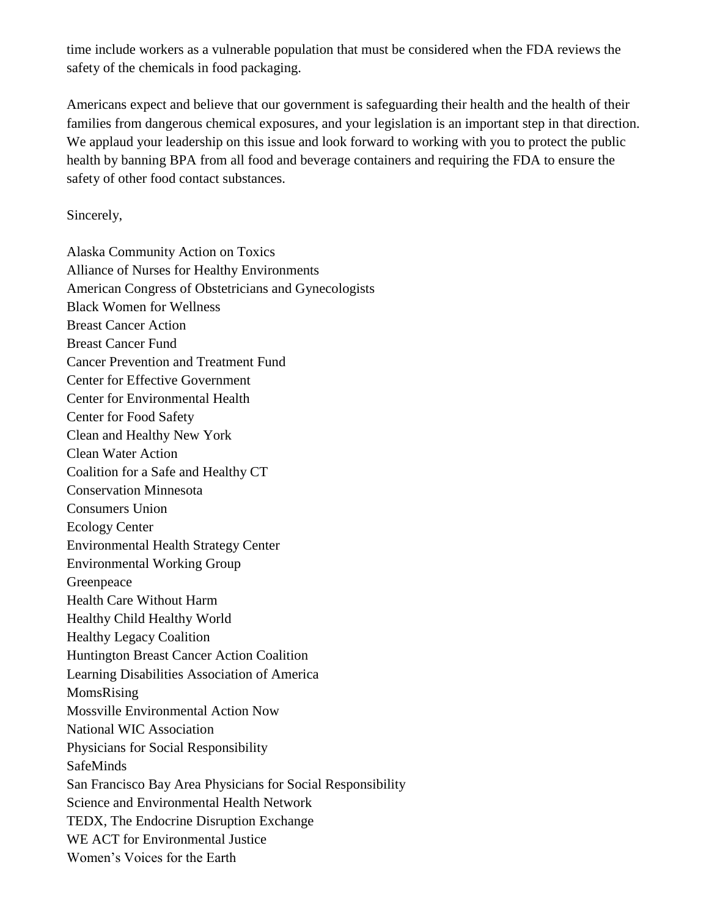time include workers as a vulnerable population that must be considered when the FDA reviews the safety of the chemicals in food packaging.

Americans expect and believe that our government is safeguarding their health and the health of their families from dangerous chemical exposures, and your legislation is an important step in that direction. We applaud your leadership on this issue and look forward to working with you to protect the public health by banning BPA from all food and beverage containers and requiring the FDA to ensure the safety of other food contact substances.

Sincerely,

Alaska Community Action on Toxics
Alliance of Nurses for Healthy Environments
American Congress of Obstetricians and Gynecologists
Black Women for Wellness
Breast Cancer Action
Breast Cancer Fund
Cancer Prevention and Treatment Fund
Center for Effective Government
Center for Environmental Health
Center for Food Safety
Clean and Healthy New York
Clean Water Action
Coalition for a Safe and Healthy CT
Conservation Minnesota
Consumers Union
Ecology Center
Environmental Health Strategy Center
Environmental Working Group
Greenpeace
Health Care Without Harm
Healthy Child Healthy World
Healthy Legacy Coalition
Huntington Breast Cancer Action Coalition
Learning Disabilities Association of America
MomsRising
Mossville Environmental Action Now
National WIC Association
Physicians for Social Responsibility
SafeMinds
San Francisco Bay Area Physicians for Social Responsibility
Science and Environmental Health Network
TEDX, The Endocrine Disruption Exchange
WE ACT for Environmental Justice
Women's Voices for the Earth